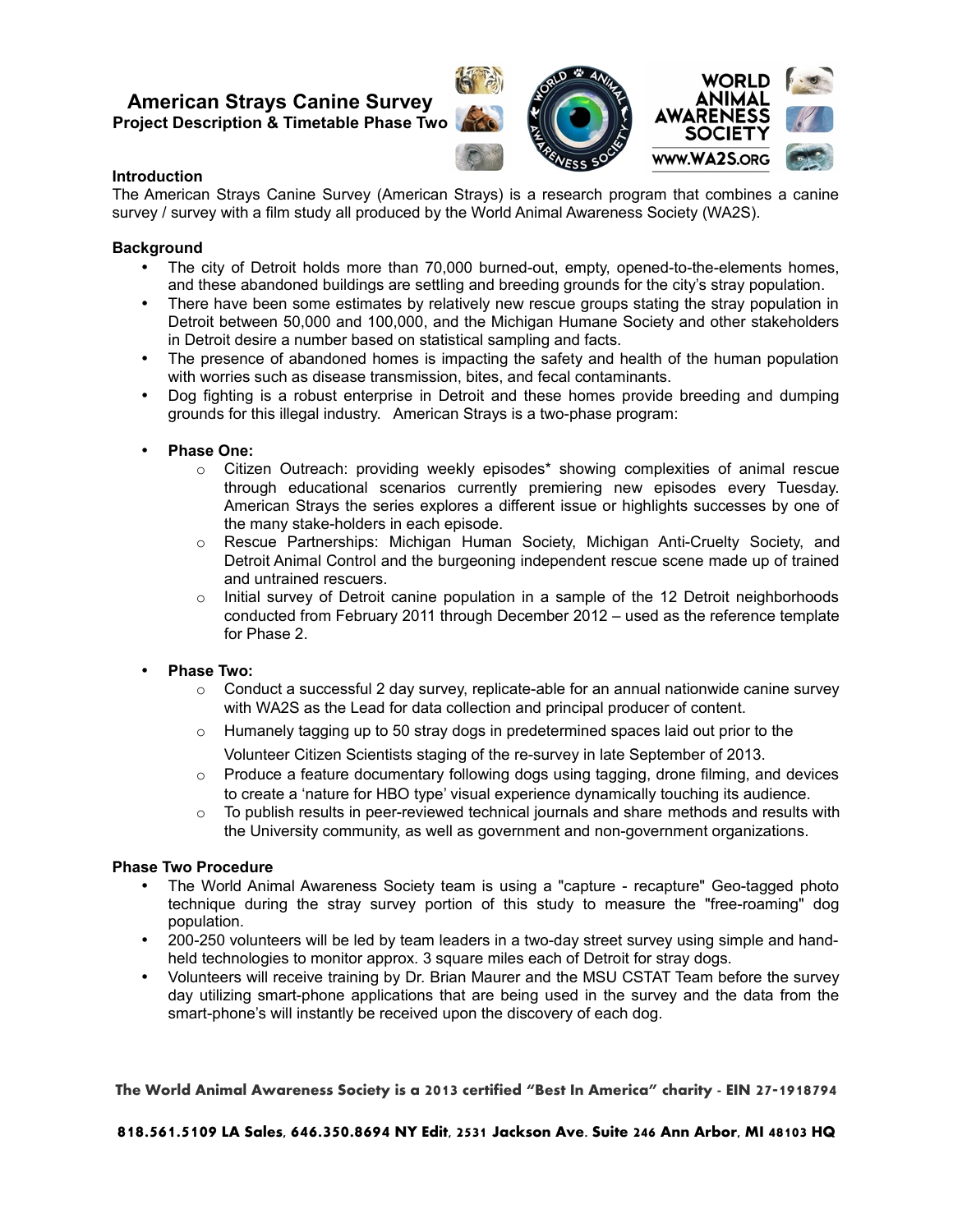# American Strays Canine Survey

**Project Description & Timetable Phase Two**

WORLD ANIMAL AWARENESS SOCIETY
WWW.WA2S.ORG

## Introduction

The American Strays Canine Survey (American Strays) is a research program that combines a canine survey / survey with a film study all produced by the World Animal Awareness Society (WA2S).

## Background

- The city of Detroit holds more than 70,000 burned-out, empty, opened-to-the-elements homes, and these abandoned buildings are settling and breeding grounds for the city's stray population.
- There have been some estimates by relatively new rescue groups stating the stray population in Detroit between 50,000 and 100,000, and the Michigan Humane Society and other stakeholders in Detroit desire a number based on statistical sampling and facts.
- The presence of abandoned homes is impacting the safety and health of the human population with worries such as disease transmission, bites, and fecal contaminants.
- Dog fighting is a robust enterprise in Detroit and these homes provide breeding and dumping grounds for this illegal industry. American Strays is a two-phase program:

- **Phase One:**
  - Citizen Outreach: providing weekly episodes* showing complexities of animal rescue through educational scenarios currently premiering new episodes every Tuesday. American Strays the series explores a different issue or highlights successes by one of the many stake-holders in each episode.
  - Rescue Partnerships: Michigan Human Society, Michigan Anti-Cruelty Society, and Detroit Animal Control and the burgeoning independent rescue scene made up of trained and untrained rescuers.
  - Initial survey of Detroit canine population in a sample of the 12 Detroit neighborhoods conducted from February 2011 through December 2012 – used as the reference template for Phase 2.

- **Phase Two:**
  - Conduct a successful 2 day survey, replicate-able for an annual nationwide canine survey with WA2S as the Lead for data collection and principal producer of content.
  - Humanely tagging up to 50 stray dogs in predetermined spaces laid out prior to the Volunteer Citizen Scientists staging of the re-survey in late September of 2013.
  - Produce a feature documentary following dogs using tagging, drone filming, and devices to create a 'nature for HBO type' visual experience dynamically touching its audience.
  - To publish results in peer-reviewed technical journals and share methods and results with the University community, as well as government and non-government organizations.

## Phase Two Procedure

- The World Animal Awareness Society team is using a "capture - recapture" Geo-tagged photo technique during the stray survey portion of this study to measure the "free-roaming" dog population.
- 200-250 volunteers will be led by team leaders in a two-day street survey using simple and hand-held technologies to monitor approx. 3 square miles each of Detroit for stray dogs.
- Volunteers will receive training by Dr. Brian Maurer and the MSU CSTAT Team before the survey day utilizing smart-phone applications that are being used in the survey and the data from the smart-phone's will instantly be received upon the discovery of each dog.

**The World Animal Awareness Society is a 2013 certified "Best In America" charity - EIN 27-1918794**

**818.561.5109 LA Sales, 646.350.8694 NY Edit, 2531 Jackson Ave. Suite 246 Ann Arbor, MI 48103 HQ**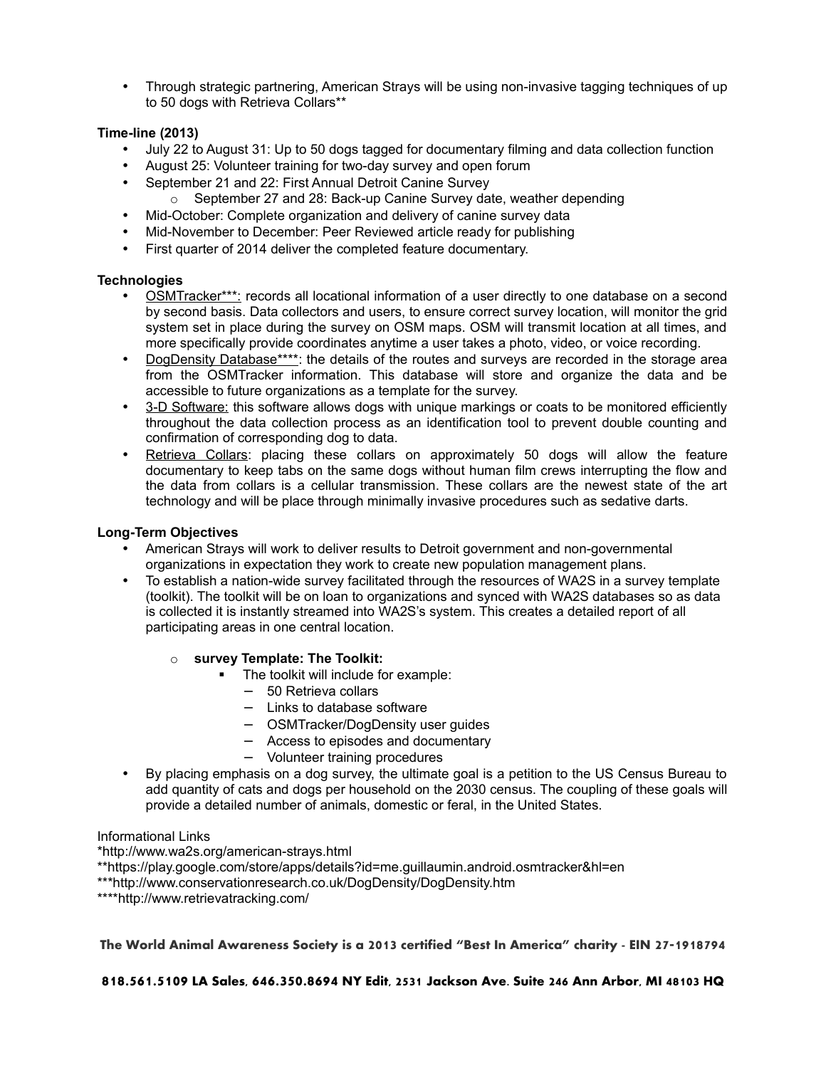- Through strategic partnering, American Strays will be using non-invasive tagging techniques of up to 50 dogs with Retrieva Collars**

**Time-line (2013)**

- July 22 to August 31: Up to 50 dogs tagged for documentary filming and data collection function
- August 25: Volunteer training for two-day survey and open forum
- September 21 and 22: First Annual Detroit Canine Survey
  - September 27 and 28: Back-up Canine Survey date, weather depending
- Mid-October: Complete organization and delivery of canine survey data
- Mid-November to December: Peer Reviewed article ready for publishing
- First quarter of 2014 deliver the completed feature documentary.

**Technologies**

- OSMTracker***: records all locational information of a user directly to one database on a second by second basis. Data collectors and users, to ensure correct survey location, will monitor the grid system set in place during the survey on OSM maps. OSM will transmit location at all times, and more specifically provide coordinates anytime a user takes a photo, video, or voice recording.
- DogDensity Database****: the details of the routes and surveys are recorded in the storage area from the OSMTracker information. This database will store and organize the data and be accessible to future organizations as a template for the survey.
- 3-D Software: this software allows dogs with unique markings or coats to be monitored efficiently throughout the data collection process as an identification tool to prevent double counting and confirmation of corresponding dog to data.
- Retrieva Collars: placing these collars on approximately 50 dogs will allow the feature documentary to keep tabs on the same dogs without human film crews interrupting the flow and the data from collars is a cellular transmission. These collars are the newest state of the art technology and will be place through minimally invasive procedures such as sedative darts.

**Long-Term Objectives**

- American Strays will work to deliver results to Detroit government and non-governmental organizations in expectation they work to create new population management plans.
- To establish a nation-wide survey facilitated through the resources of WA2S in a survey template (toolkit). The toolkit will be on loan to organizations and synced with WA2S databases so as data is collected it is instantly streamed into WA2S's system. This creates a detailed report of all participating areas in one central location.
  - **survey Template: The Toolkit:**
    - The toolkit will include for example:
      - 50 Retrieva collars
      - Links to database software
      - OSMTracker/DogDensity user guides
      - Access to episodes and documentary
      - Volunteer training procedures
- By placing emphasis on a dog survey, the ultimate goal is a petition to the US Census Bureau to add quantity of cats and dogs per household on the 2030 census. The coupling of these goals will provide a detailed number of animals, domestic or feral, in the United States.

Informational Links

*http://www.wa2s.org/american-strays.html

**https://play.google.com/store/apps/details?id=me.guillaumin.android.osmtracker&hl=en

***http://www.conservationresearch.co.uk/DogDensity/DogDensity.htm

****http://www.retrievatracking.com/

**The World Animal Awareness Society is a 2013 certified "Best In America" charity - EIN 27-1918794**

**818.561.5109 LA Sales, 646.350.8694 NY Edit, 2531 Jackson Ave. Suite 246 Ann Arbor, MI 48103 HQ**